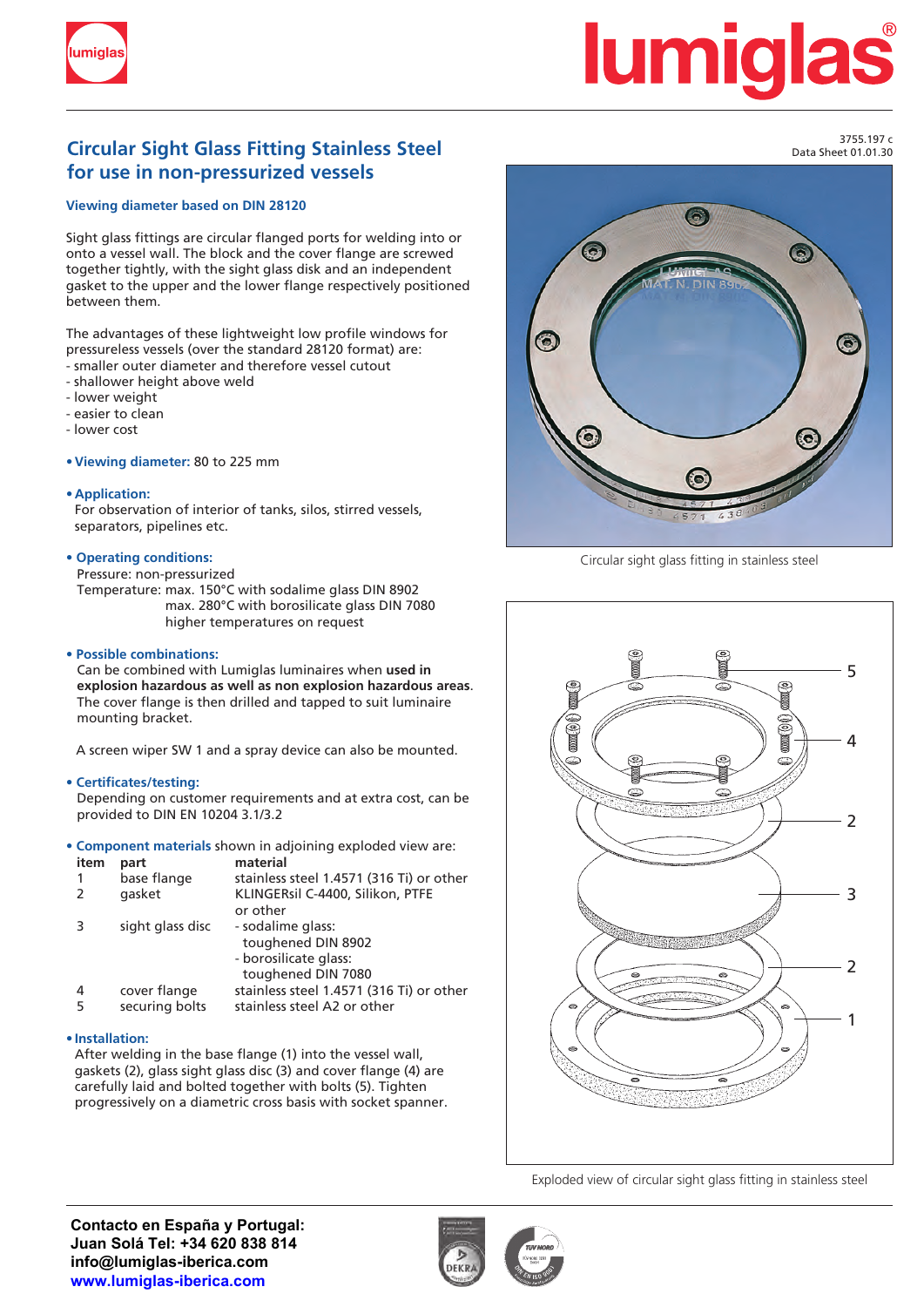3755.197 c
Data Sheet 01.01.30

# Circular Sight Glass Fitting Stainless Steel for use in non-pressurized vessels

### Viewing diameter based on DIN 28120

Sight glass fittings are circular flanged ports for welding into or onto a vessel wall. The block and the cover flange are screwed together tightly, with the sight glass disk and an independent gasket to the upper and the lower flange respectively positioned between them.

The advantages of these lightweight low profile windows for pressureless vessels (over the standard 28120 format) are:
- smaller outer diameter and therefore vessel cutout
- shallower height above weld
- lower weight
- easier to clean
- lower cost

- **Viewing diameter:** 80 to 225 mm

- **Application:**
  For observation of interior of tanks, silos, stirred vessels, separators, pipelines etc.

- **Operating conditions:**
  Pressure: non-pressurized
  Temperature: max. 150°C with sodalime glass DIN 8902
  max. 280°C with borosilicate glass DIN 7080
  higher temperatures on request

- **Possible combinations:**
  Can be combined with Lumiglas luminaires when **used in explosion hazardous as well as non explosion hazardous areas**. The cover flange is then drilled and tapped to suit luminaire mounting bracket.

  A screen wiper SW 1 and a spray device can also be mounted.

- **Certificates/testing:**
  Depending on customer requirements and at extra cost, can be provided to DIN EN 10204 3.1/3.2

- **Component materials** shown in adjoining exploded view are:

| item | part | material |
|---|---|---|
| 1 | base flange | stainless steel 1.4571 (316 Ti) or other |
| 2 | gasket | KLINGERsil C-4400, Silikon, PTFE or other |
| 3 | sight glass disc | - sodalime glass: toughened DIN 8902<br>- borosilicate glass: toughened DIN 7080 |
| 4 | cover flange | stainless steel 1.4571 (316 Ti) or other |
| 5 | securing bolts | stainless steel A2 or other |

- **Installation:**
  After welding in the base flange (1) into the vessel wall, gaskets (2), glass sight glass disc (3) and cover flange (4) are carefully laid and bolted together with bolts (5). Tighten progressively on a diametric cross basis with socket spanner.

Circular sight glass fitting in stainless steel

Exploded view of circular sight glass fitting in stainless steel

**Contacto en España y Portugal:**
**Juan Solá Tel: +34 620 838 814**
**info@lumiglas-iberica.com**
**www.lumiglas-iberica.com**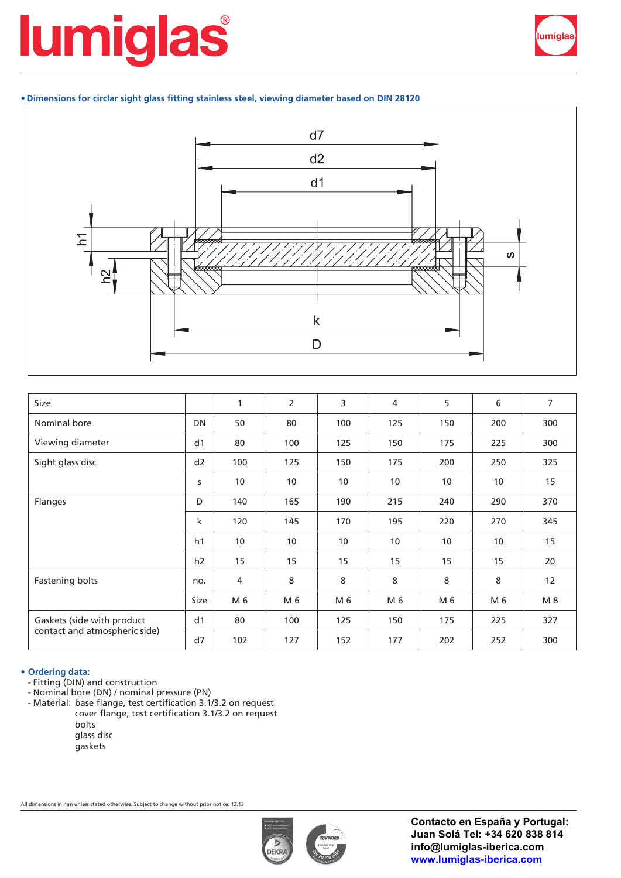# lumiglas®

- **Dimensions for circlar sight glass fitting stainless steel, viewing diameter based on DIN 28120**

d7
d2
d1
h1
h2
s
k
D

| Size | | 1 | 2 | 3 | 4 | 5 | 6 | 7 |
|---|---|---|---|---|---|---|---|---|
| Nominal bore | DN | 50 | 80 | 100 | 125 | 150 | 200 | 300 |
| Viewing diameter | d1 | 80 | 100 | 125 | 150 | 175 | 225 | 300 |
| Sight glass disc | d2 | 100 | 125 | 150 | 175 | 200 | 250 | 325 |
| | s | 10 | 10 | 10 | 10 | 10 | 10 | 15 |
| Flanges | D | 140 | 165 | 190 | 215 | 240 | 290 | 370 |
| | k | 120 | 145 | 170 | 195 | 220 | 270 | 345 |
| | h1 | 10 | 10 | 10 | 10 | 10 | 10 | 15 |
| | h2 | 15 | 15 | 15 | 15 | 15 | 15 | 20 |
| Fastening bolts | no. | 4 | 8 | 8 | 8 | 8 | 8 | 12 |
| | Size | M 6 | M 6 | M 6 | M 6 | M 6 | M 6 | M 8 |
| Gaskets (side with product contact and atmospheric side) | d1 | 80 | 100 | 125 | 150 | 175 | 225 | 327 |
| | d7 | 102 | 127 | 152 | 177 | 202 | 252 | 300 |

- **Ordering data:**
  - Fitting (DIN) and construction
  - Nominal bore (DN) / nominal pressure (PN)
  - Material: base flange, test certification 3.1/3.2 on request
    cover flange, test certification 3.1/3.2 on request
    bolts
    glass disc
    gaskets

All dimensions in mm unless stated otherwise. Subject to change without prior notice. 12.13

**Contacto en España y Portugal:**
**Juan Solá Tel: +34 620 838 814**
**info@lumiglas-iberica.com**
**www.lumiglas-iberica.com**